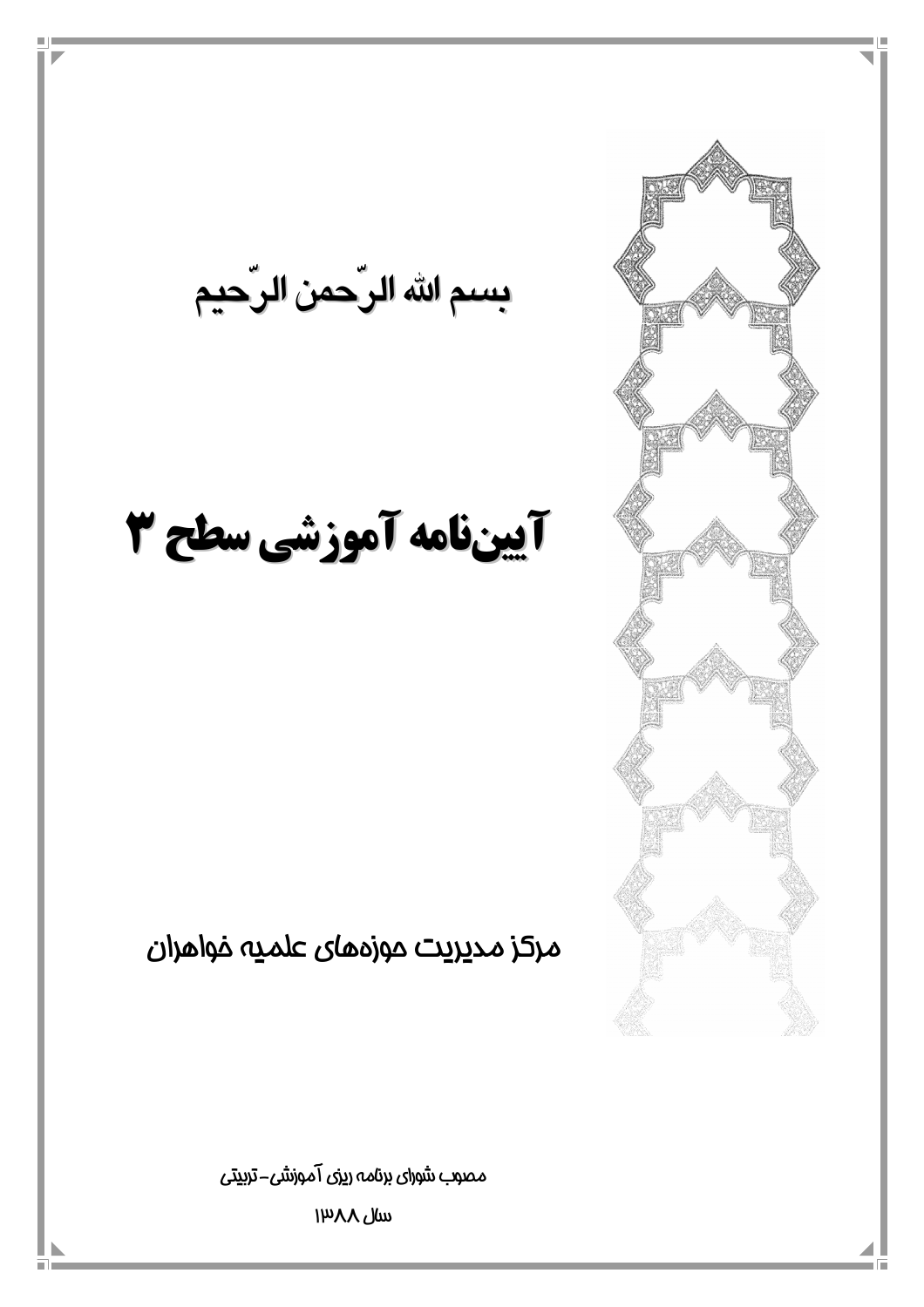بسم الله الرّحمن الرّحیم

# آیین‌نامه آموزشی سطح ۳

مرکز مدیریت حوزه‌های علمیه خواهران

مصوب شورای برنامه ریزی آموزشی- تربیتی

سال ۱۳۸۸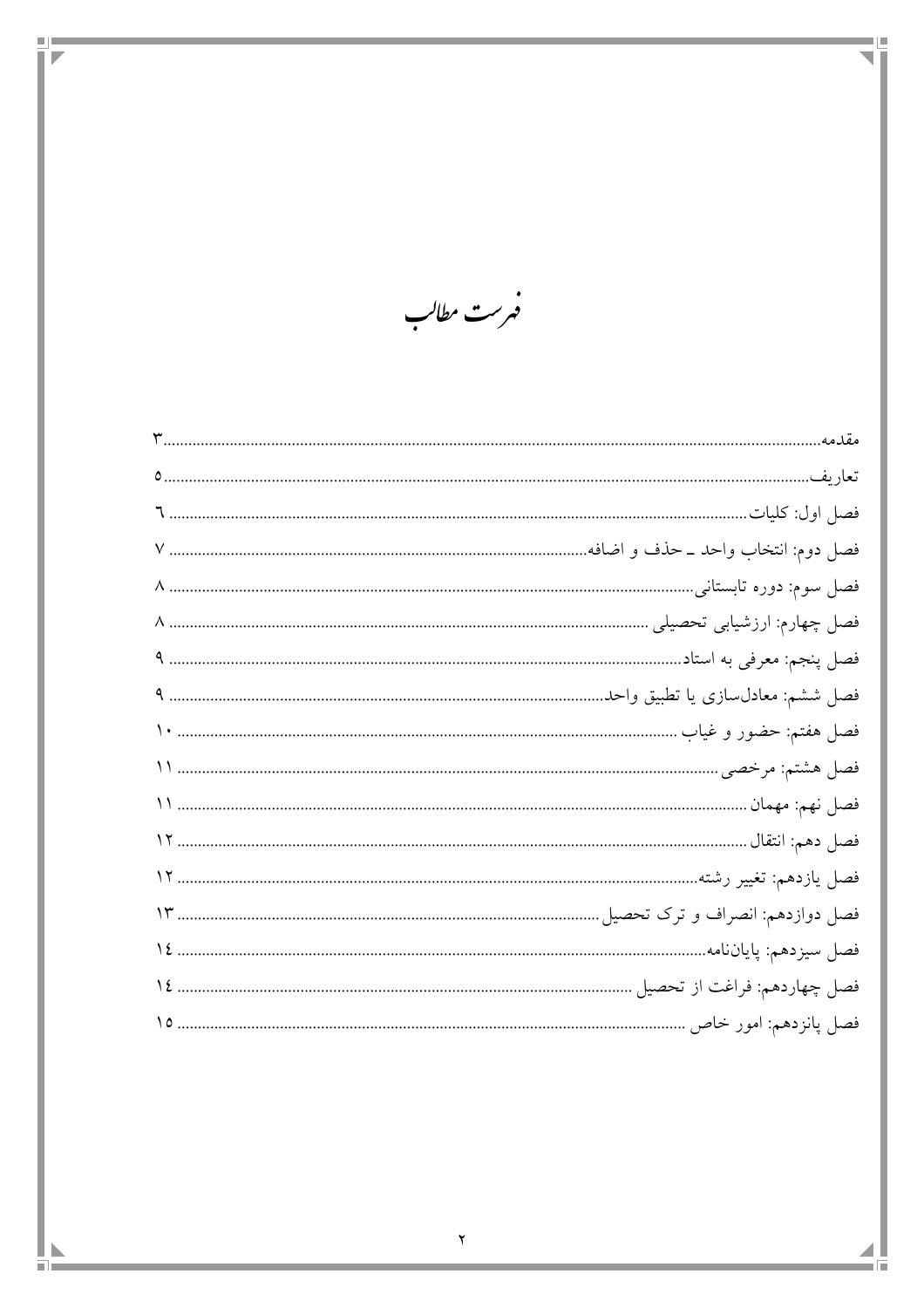# فهرست مطالب

- مقدمه ................ ٣
- تعاریف ................ ٥
- فصل اول: کلیات ................ ٦
- فصل دوم: انتخاب واحد ـ حذف و اضافه ................ ٧
- فصل سوم: دوره تابستانی ................ ٨
- فصل چهارم: ارزشیابی تحصیلی ................ ٨
- فصل پنجم: معرفی به استاد ................ ٩
- فصل ششم: معادل‌سازی یا تطبیق واحد ................ ٩
- فصل هفتم: حضور و غیاب ................ ١٠
- فصل هشتم: مرخصی ................ ١١
- فصل نهم: مهمان ................ ١١
- فصل دهم: انتقال ................ ١٢
- فصل یازدهم: تغییر رشته ................ ١٢
- فصل دوازدهم: انصراف و ترک تحصیل ................ ١٣
- فصل سیزدهم: پایان‌نامه ................ ١٤
- فصل چهاردهم: فراغت از تحصیل ................ ١٤
- فصل پانزدهم: امور خاص ................ ١٥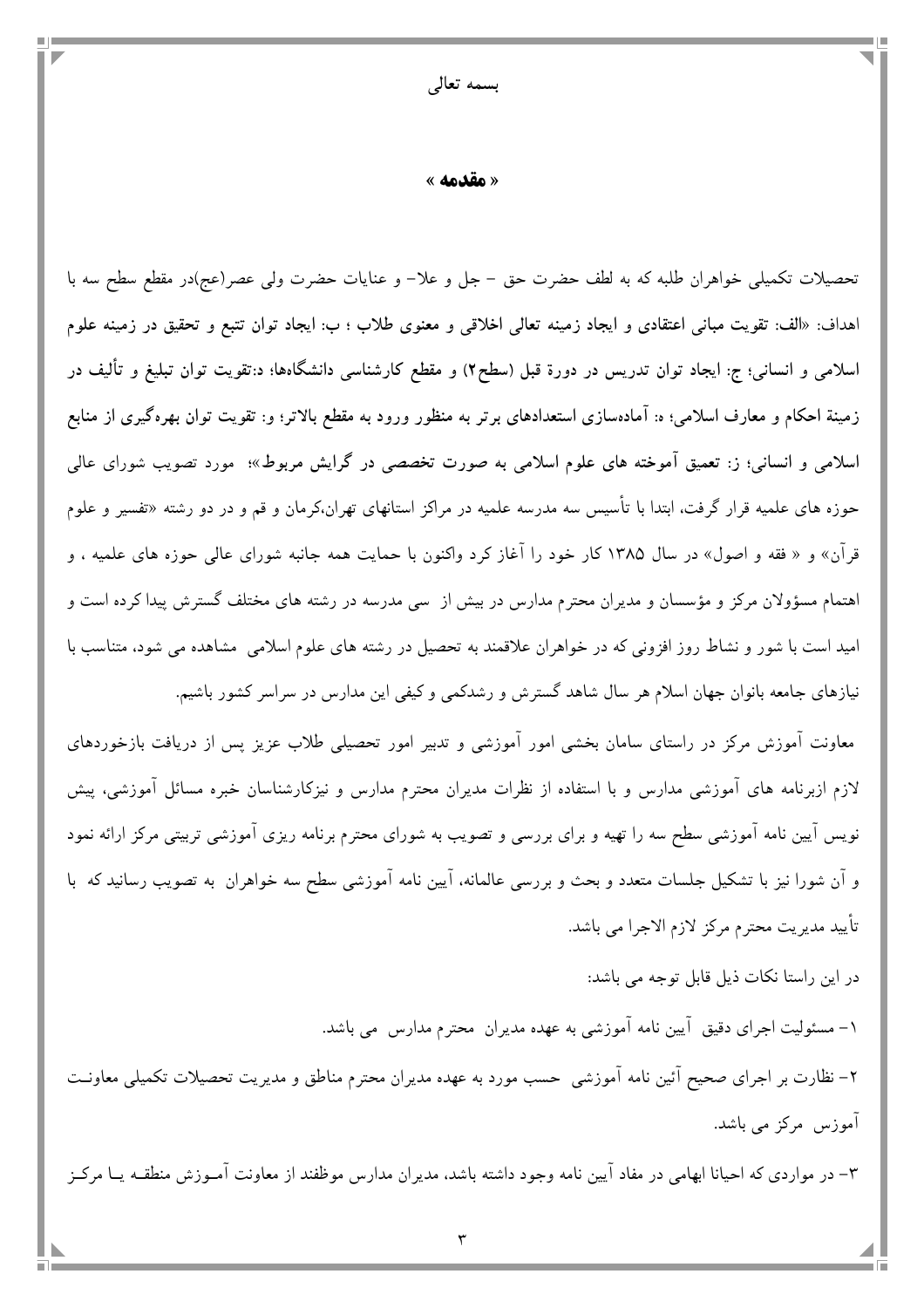بسمه تعالی

## « مقدمه »

تحصیلات تکمیلی خواهران طلبه که به لطف حضرت حق - جل و علا- و عنایات حضرت ولی عصر(عج)در مقطع سطح سه با اهداف: «**الف: تقویت مبانی اعتقادی و ایجاد زمینه تعالی اخلاقی و معنوی طلاب ؛ ب: ایجاد توان تتبع و تحقیق در زمینه علوم اسلامی و انسانی؛ ج: ایجاد توان تدریس در دورهٔ قبل (سطح۲) و مقطع کارشناسی دانشگاهها؛ د:تقویت توان تبلیغ و تألیف در زمینهٔ احکام و معارف اسلامی؛ ه: آماده‌سازی استعدادهای برتر به منظور ورود به مقطع بالاتر؛ و: تقویت توان بهره‌گیری از منابع اسلامی و انسانی؛ ز: تعمیق آموخته های علوم اسلامی به صورت تخصصی در گرایش مربوط**»؛ مورد تصویب شورای عالی حوزه های علمیه قرار گرفت، ابتدا با تأسیس سه مدرسه علمیه در مراکز استانهای تهران،کرمان و قم و در دو رشته «تفسیر و علوم قرآن» و « فقه و اصول» در سال ۱۳۸۵ کار خود را آغاز کرد واکنون با حمایت همه جانبه شورای عالی حوزه های علمیه ، و اهتمام مسؤولان مرکز و مؤسسان و مدیران محترم مدارس در بیش از سی مدرسه در رشته های مختلف گسترش پیدا کرده است و امید است با شور و نشاط روز افزونی که در خواهران علاقمند به تحصیل در رشته های علوم اسلامی مشاهده می شود، متناسب با نیازهای جامعه بانوان جهان اسلام هر سال شاهد گسترش و رشدکمی و کیفی این مدارس در سراسر کشور باشیم.

معاونت آموزش مرکز در راستای سامان بخشی امور آموزشی و تدبیر امور تحصیلی طلاب عزیز پس از دریافت بازخوردهای لازم ازبرنامه های آموزشی مدارس و با استفاده از نظرات مدیران محترم مدارس و نیزکارشناسان خبره مسائل آموزشی، پیش نویس آیین نامه آموزشی سطح سه را تهیه و برای بررسی و تصویب به شورای محترم برنامه ریزی آموزشی تربیتی مرکز ارائه نمود و آن شورا نیز با تشکیل جلسات متعدد و بحث و بررسی عالمانه، آیین نامه آموزشی سطح سه خواهران به تصویب رسانید که با تأیید مدیریت محترم مرکز لازم الاجرا می باشد.

در این راستا نکات ذیل قابل توجه می باشد:

۱- مسئولیت اجرای دقیق آیین نامه آموزشی به عهده مدیران محترم مدارس می باشد.

۲- نظارت بر اجرای صحیح آئین نامه آموزشی حسب مورد به عهده مدیران محترم مناطق و مدیریت تحصیلات تکمیلی معاونت آموزش مرکز می باشد.

۳- در مواردی که احیانا ابهامی در مفاد آیین نامه وجود داشته باشد، مدیران مدارس موظفند از معاونت آموزش منطقه یا مرکز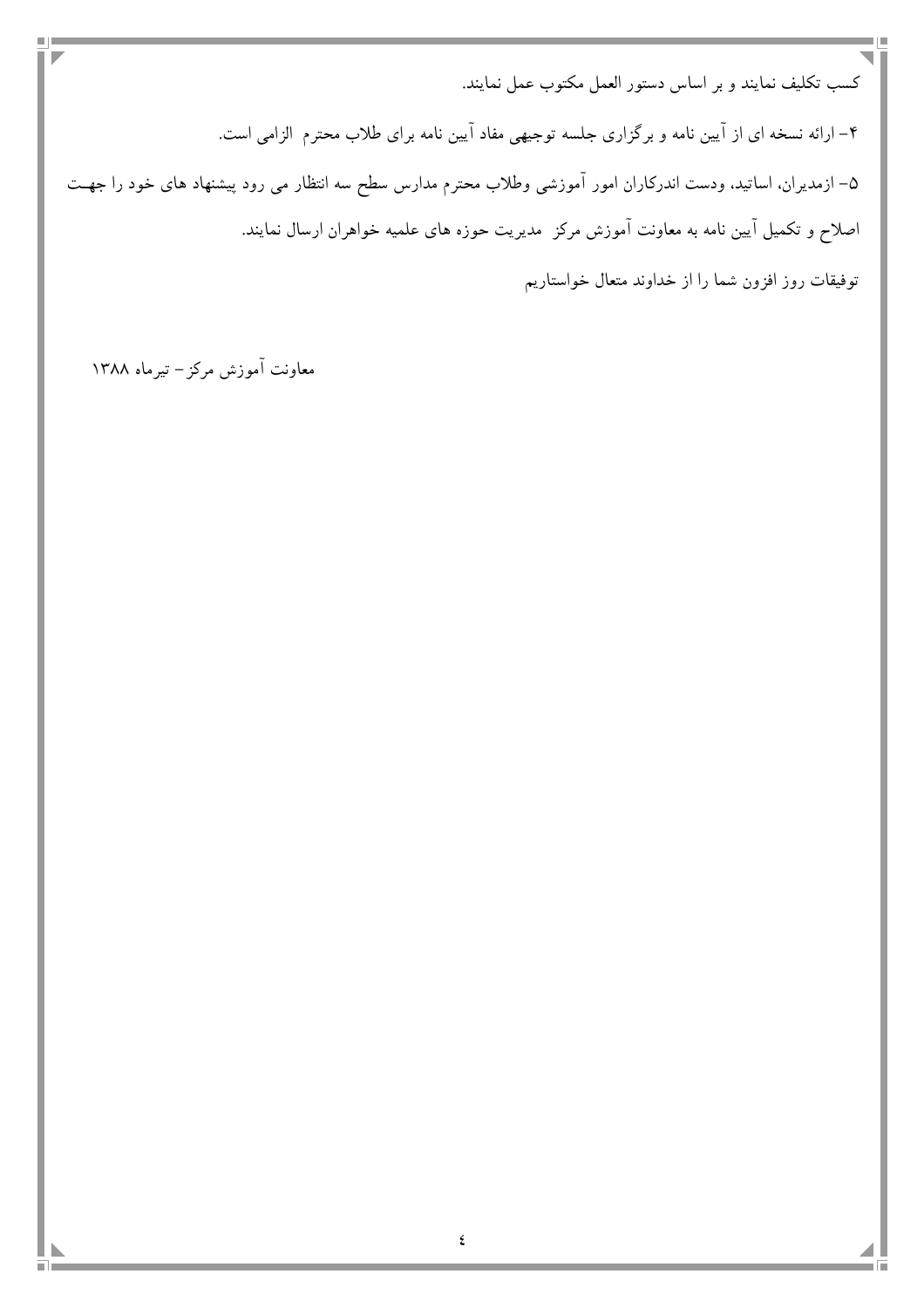کسب تکلیف نمایند و بر اساس دستور العمل مکتوب عمل نمایند.

۴- ارائه نسخه ای از آیین نامه و برگزاری جلسه توجیهی مفاد آیین نامه برای طلاب محترم الزامی است.

۵- ازمدیران، اساتید، ودست اندرکاران امور آموزشی وطلاب محترم مدارس سطح سه انتظار می رود پیشنهاد های خود را جهت اصلاح و تکمیل آیین نامه به معاونت آموزش مرکز مدیریت حوزه های علمیه خواهران ارسال نمایند.

توفیقات روز افزون شما را از خداوند متعال خواستاریم

معاونت آموزش مرکز- تیرماه ۱۳۸۸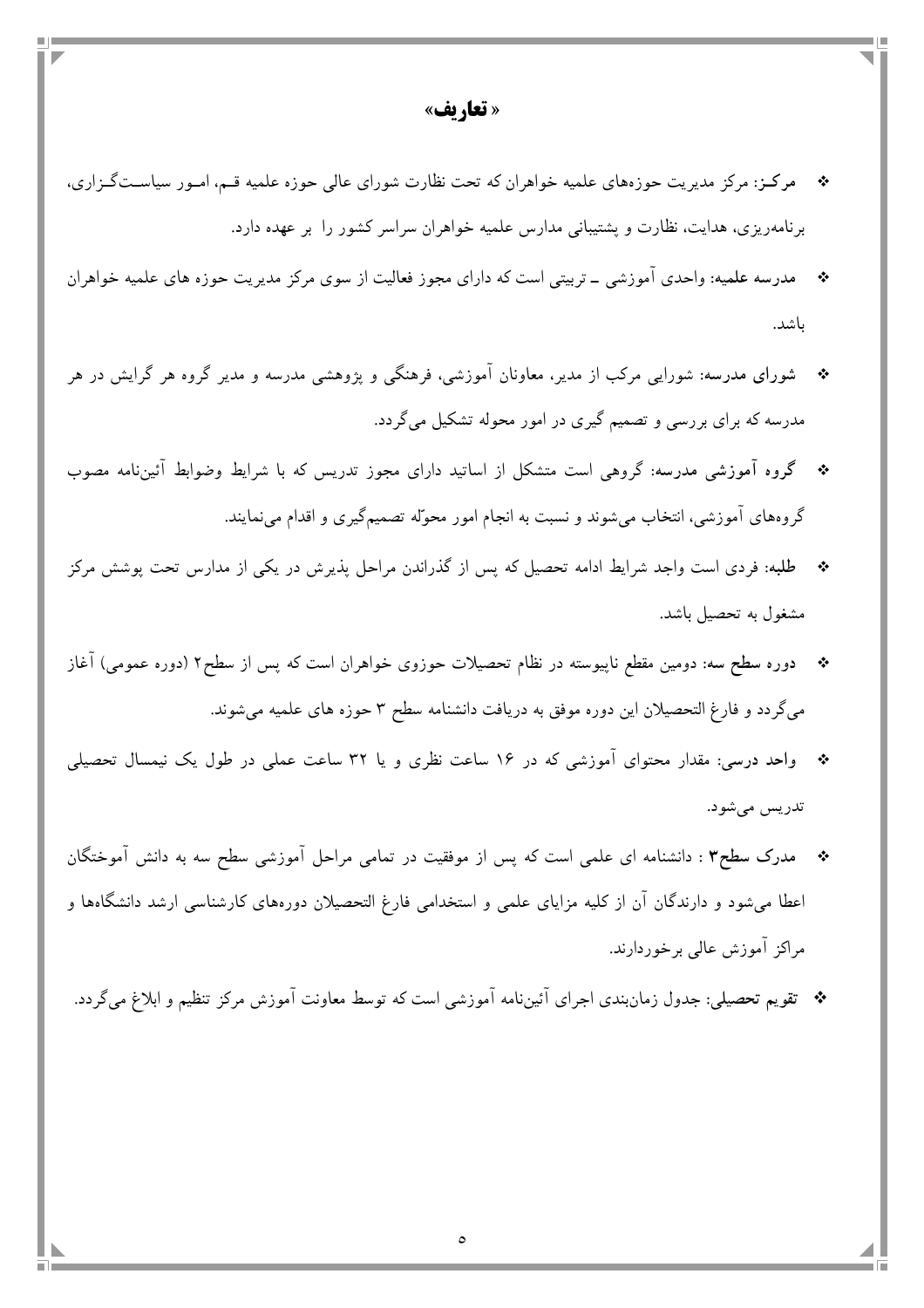# «تعاریف»

- **مرکـز**: مرکز مدیریت حوزه‌های علمیه خواهران که تحت نظارت شورای عالی حوزه علمیه قـم، امـور سیاسـت‌گـزاری، برنامه‌ریزی، هدایت، نظارت و پشتیبانی مدارس علمیه خواهران سراسر کشور را بر عهده دارد.
- **مدرسه علمیه**: واحدی آموزشی ـ تربیتی است که دارای مجوز فعالیت از سوی مرکز مدیریت حوزه های علمیه خواهران باشد.
- **شورای مدرسه**: شورایی مرکب از مدیر، معاونان آموزشی، فرهنگی و پژوهشی مدرسه و مدیر گروه هر گرایش در هر مدرسه که برای بررسی و تصمیم گیری در امور محوله تشکیل می‌گردد.
- **گروه آموزشی مدرسه**: گروهی است متشکل از اساتید دارای مجوز تدریس که با شرایط وضوابط آئین‌نامه مصوب گروه‌های آموزشی، انتخاب می‌شوند و نسبت به انجام امور محوّله تصمیم‌گیری و اقدام می‌نمایند.
- **طلبه**: فردی است واجد شرایط ادامه تحصیل که پس از گذراندن مراحل پذیرش در یکی از مدارس تحت پوشش مرکز مشغول به تحصیل باشد.
- **دوره سطح سه**: دومین مقطع ناپیوسته در نظام تحصیلات حوزوی خواهران است که پس از سطح۲ (دوره عمومی) آغاز می‌گردد و فارغ التحصیلان این دوره موفق به دریافت دانشنامه سطح ۳ حوزه های علمیه می‌شوند.
- **واحد درسی**: مقدار محتوای آموزشی که در ۱۶ ساعت نظری و یا ۳۲ ساعت عملی در طول یک نیمسال تحصیلی تدریس می‌شود.
- **مدرک سطح۳** : دانشنامه ای علمی است که پس از موفقیت در تمامی مراحل آموزشی سطح سه به دانش آموختگان اعطا می‌شود و دارندگان آن از کلیه مزایای علمی و استخدامی فارغ التحصیلان دوره‌های کارشناسی ارشد دانشگاه‌ها و مراکز آموزش عالی برخوردارند.
- **تقویم تحصیلی**: جدول زمان‌بندی اجرای آئین‌نامه آموزشی است که توسط معاونت آموزش مرکز تنظیم و ابلاغ می‌گردد.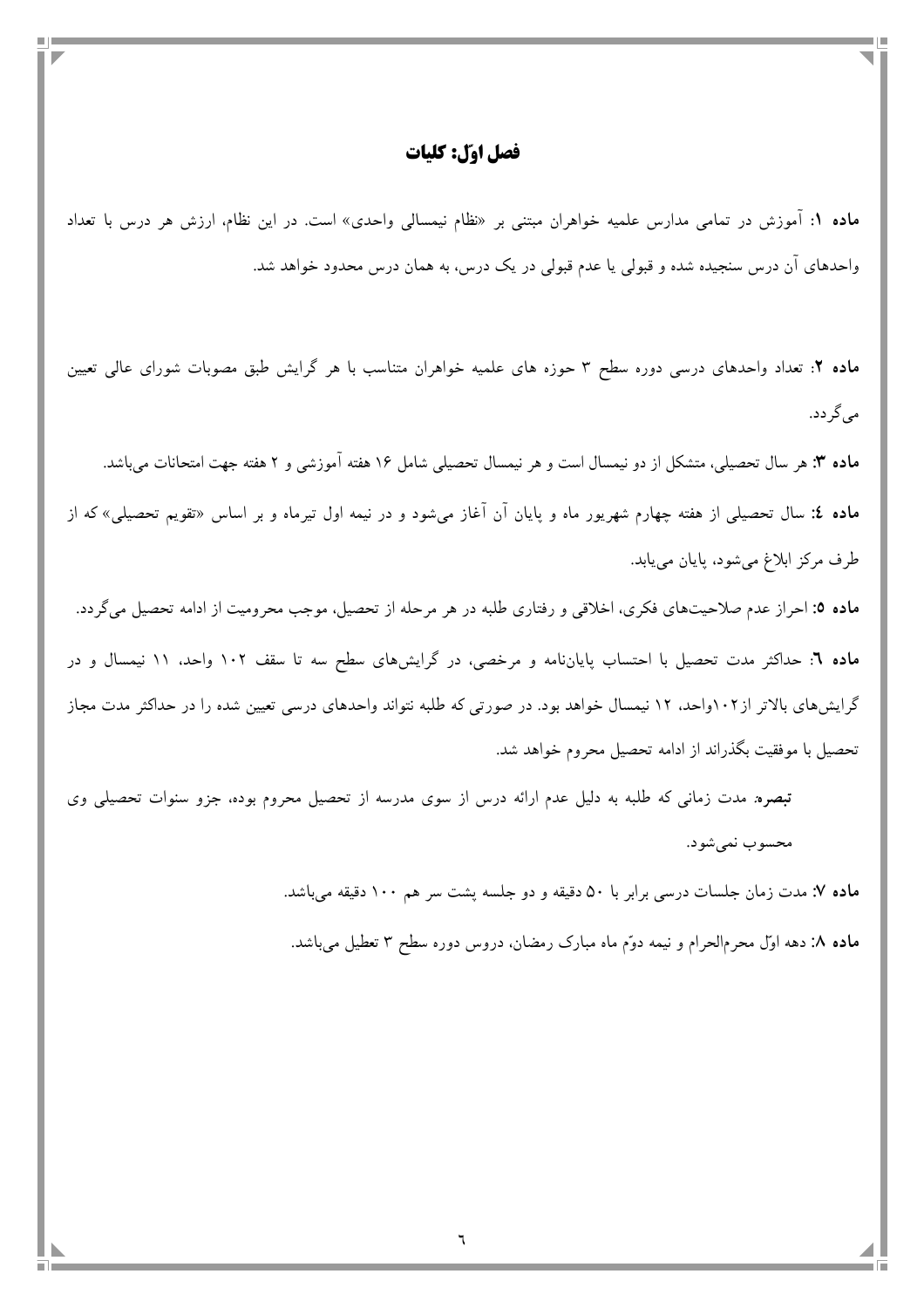## فصل اوّل: کلیات

**ماده ۱**: آموزش در تمامی مدارس علمیه خواهران مبتنی بر «نظام نیمسالی واحدی» است. در این نظام، ارزش هر درس با تعداد واحدهای آن درس سنجیده شده و قبولی یا عدم قبولی در یک درس، به همان درس محدود خواهد شد.

**ماده ۲**: تعداد واحدهای درسی دوره سطح ۳ حوزه های علمیه خواهران متناسب با هر گرایش طبق مصوبات شورای عالی تعیین می‌گردد.

**ماده ۳:** هر سال تحصیلی، متشکل از دو نیمسال است و هر نیمسال تحصیلی شامل ۱۶ هفته آموزشی و ۲ هفته جهت امتحانات می‌باشد.

**ماده ٤:** سال تحصیلی از هفته چهارم شهریور ماه و پایان آن آغاز می‌شود و در نیمه اول تیرماه و بر اساس «تقویم تحصیلی» که از طرف مرکز ابلاغ می‌شود، پایان می‌یابد.

**ماده ۵:** احراز عدم صلاحیت‌های فکری، اخلاقی و رفتاری طلبه در هر مرحله از تحصیل، موجب محرومیت از ادامه تحصیل می‌گردد.

**ماده ٦**: حداکثر مدت تحصیل با احتساب پایان‌نامه و مرخصی، در گرایش‌های سطح سه تا سقف ۱۰۲ واحد، ۱۱ نیمسال و در گرایش‌های بالاتر از۱۰۲واحد، ۱۲ نیمسال خواهد بود. در صورتی که طلبه نتواند واحدهای درسی تعیین شده را در حداکثر مدت مجاز تحصیل با موفقیت بگذراند از ادامه تحصیل محروم خواهد شد.

***تبصره***. مدت زمانی که طلبه به دلیل عدم ارائه درس از سوی مدرسه از تحصیل محروم بوده، جزو سنوات تحصیلی وی محسوب نمی‌شود.

**ماده ۷**: مدت زمان جلسات درسی برابر با ۵۰ دقیقه و دو جلسه پشت سر هم ۱۰۰ دقیقه می‌باشد.

**ماده ۸**: دهه اوّل محرم‌الحرام و نیمه دوّم ماه مبارک رمضان، دروس دوره سطح ۳ تعطیل می‌باشد.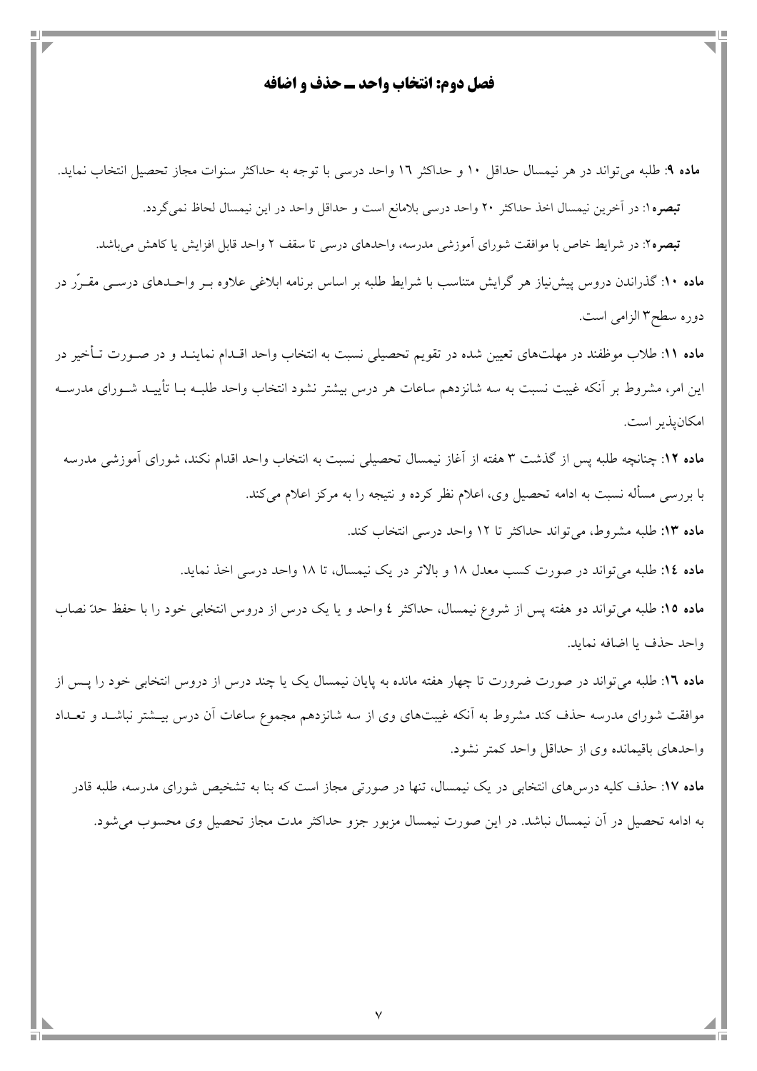## فصل دوم: انتخاب واحد ـ حذف و اضافه

**ماده ۹**: طلبه می‌تواند در هر نیمسال حداقل ۱۰ و حداکثر ۱٦ واحد درسی با توجه به حداکثر سنوات مجاز تحصیل انتخاب نماید.

**تبصره۱**: در آخرین نیمسال اخذ حداکثر ۲۰ واحد درسی بلامانع است و حداقل واحد در این نیمسال لحاظ نمی‌گردد.

**تبصره۲**: در شرایط خاص با موافقت شورای آموزشی مدرسه، واحدهای درسی تا سقف ۲ واحد قابل افزایش یا کاهش می‌باشد.

**ماده ۱۰**: گذراندن دروس پیش‌نیاز هر گرایش متناسب با شرایط طلبه بر اساس برنامه ابلاغی علاوه بـر واحـدهای درسـی مقـرّر در دوره سطح۳ الزامی است.

**ماده ۱۱**: طلاب موظفند در مهلت‌های تعیین شده در تقویم تحصیلی نسبت به انتخاب واحد اقـدام نماینـد و در صـورت تـأخیر در این امر، مشروط بر آنکه غیبت نسبت به سه شانزدهم ساعات هر درس بیشتر نشود انتخاب واحد طلبـه بـا تأییـد شـورای مدرسـه امکان‌پذیر است.

**ماده ۱۲**: چنانچه طلبه پس از گذشت ۳ هفته از آغاز نیمسال تحصیلی نسبت به انتخاب واحد اقدام نکند، شورای آموزشی مدرسه با بررسی مسأله نسبت به ادامه تحصیل وی، اعلام نظر کرده و نتیجه را به مرکز اعلام می‌کند.

**ماده ۱۳**: طلبه مشروط، می‌تواند حداکثر تا ۱۲ واحد درسی انتخاب کند.

**ماده ۱٤**: طلبه می‌تواند در صورت کسب معدل ۱۸ و بالاتر در یک نیمسال، تا ۱۸ واحد درسی اخذ نماید.

**ماده ۱٥**: طلبه می‌تواند دو هفته پس از شروع نیمسال، حداکثر ٤ واحد و یا یک درس از دروس انتخابی خود را با حفظ حدّ نصاب واحد حذف یا اضافه نماید.

**ماده ۱٦**: طلبه می‌تواند در صورت ضرورت تا چهار هفته مانده به پایان نیمسال یک یا چند درس از دروس انتخابی خود را پـس از موافقت شورای مدرسه حذف کند مشروط به آنکه غیبت‌های وی از سه شانزدهم مجموع ساعات آن درس بیـشتر نباشـد و تعـداد واحدهای باقیمانده وی از حداقل واحد کمتر نشود.

**ماده ۱۷**: حذف کلیه درس‌های انتخابی در یک نیمسال، تنها در صورتی مجاز است که بنا به تشخیص شورای مدرسه، طلبه قادر به ادامه تحصیل در آن نیمسال نباشد. در این صورت نیمسال مزبور جزو حداکثر مدت مجاز تحصیل وی محسوب می‌شود.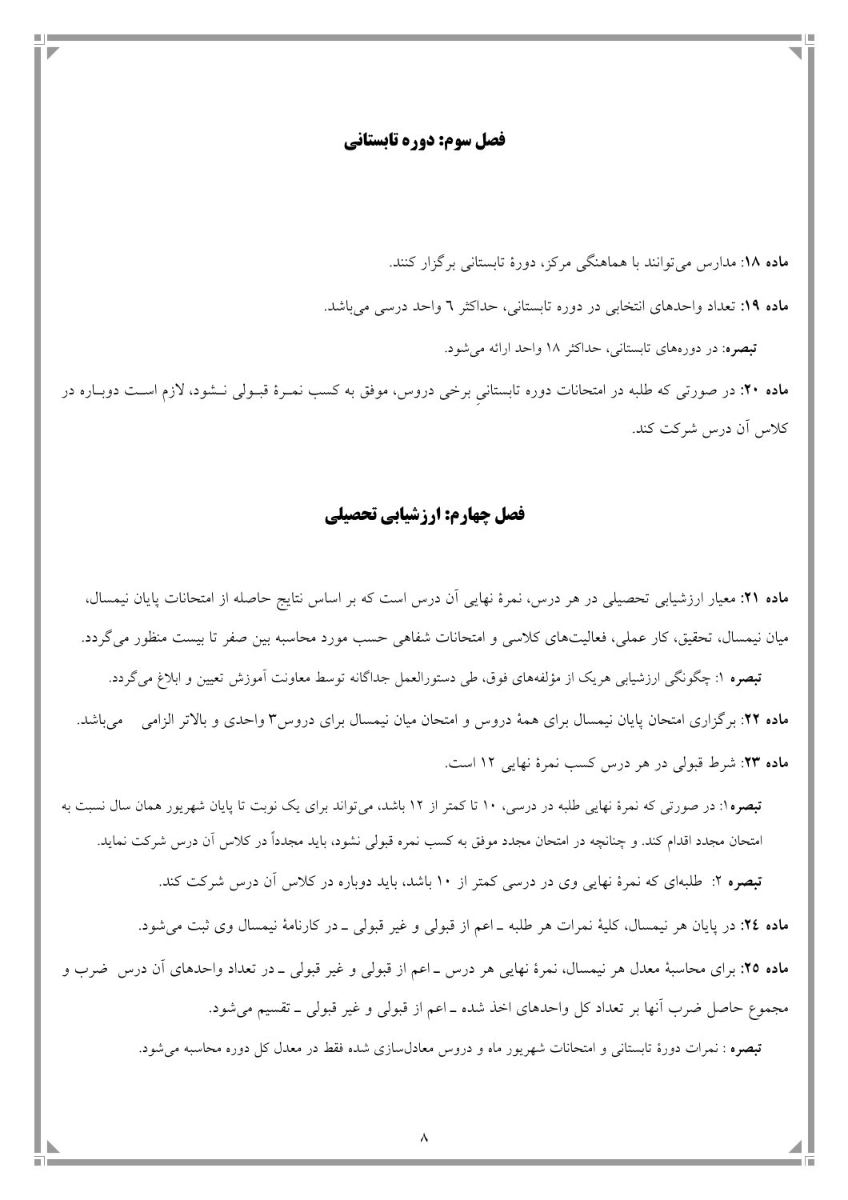## فصل سوم: دوره تابستانی

**ماده ۱۸:** مدارس می‌توانند با هماهنگی مرکز، دورهٔ تابستانی برگزار کنند.

**ماده ۱۹:** تعداد واحدهای انتخابی در دوره تابستانی، حداکثر ٦ واحد درسی می‌باشد.

**تبصره**: در دوره‌های تابستانی، حداکثر ۱۸ واحد ارائه می‌شود.

**ماده ۲۰:** در صورتی که طلبه در امتحانات دوره تابستانیِ برخی دروس، موفق به کسب نمرهٔ قبولی نشود، لازم است دوباره در کلاس آن درس شرکت کند.

## فصل چهارم: ارزشیابی تحصیلی

**ماده ۲۱:** معیار ارزشیابی تحصیلی در هر درس، نمرهٔ نهایی آن درس است که بر اساس نتایج حاصله از امتحانات پایان نیمسال، میان نیمسال، تحقیق، کار عملی، فعالیت‌های کلاسی و امتحانات شفاهی حسب مورد محاسبه بین صفر تا بیست منظور می‌گردد.

**تبصره** ۱: چگونگی ارزشیابی هریک از مؤلفه‌های فوق، طی دستورالعمل جداگانه توسط معاونت آموزش تعیین و ابلاغ می‌گردد.

**ماده ۲۲:** برگزاری امتحان پایان نیمسال برای همهٔ دروس و امتحان میان نیمسال برای دروس۳ واحدی و بالاتر الزامی می‌باشد.

**ماده ۲۳:** شرط قبولی در هر درس کسب نمرهٔ نهایی ۱۲ است.

**تبصره**۱: در صورتی که نمرهٔ نهایی طلبه در درسی، ۱۰ تا کمتر از ۱۲ باشد، می‌تواند برای یک نوبت تا پایان شهریور همان سال نسبت به امتحان مجدد اقدام کند. و چنانچه در امتحان مجدد موفق به کسب نمره قبولی نشود، باید مجدداً در کلاس آن درس شرکت نماید.

**تبصره** ۲: طلبه‌ای که نمرهٔ نهایی وی در درسی کمتر از ۱۰ باشد، باید دوباره در کلاس آن درس شرکت کند.

**ماده ۲٤:** در پایان هر نیمسال، کلیهٔ نمرات هر طلبه ـ اعم از قبولی و غیر قبولی ـ در کارنامهٔ نیمسال وی ثبت می‌شود.

**ماده ۲۵:** برای محاسبهٔ معدل هر نیمسال، نمرهٔ نهایی هر درس ـ اعم از قبولی و غیر قبولی ـ در تعداد واحدهای آن درس ضرب و مجموع حاصل ضرب آنها بر تعداد کل واحدهای اخذ شده ـ اعم از قبولی و غیر قبولی ـ تقسیم می‌شود.

**تبصره** : نمرات دورهٔ تابستانی و امتحانات شهریور ماه و دروس معادل‌سازی شده فقط در معدل کل دوره محاسبه می‌شود.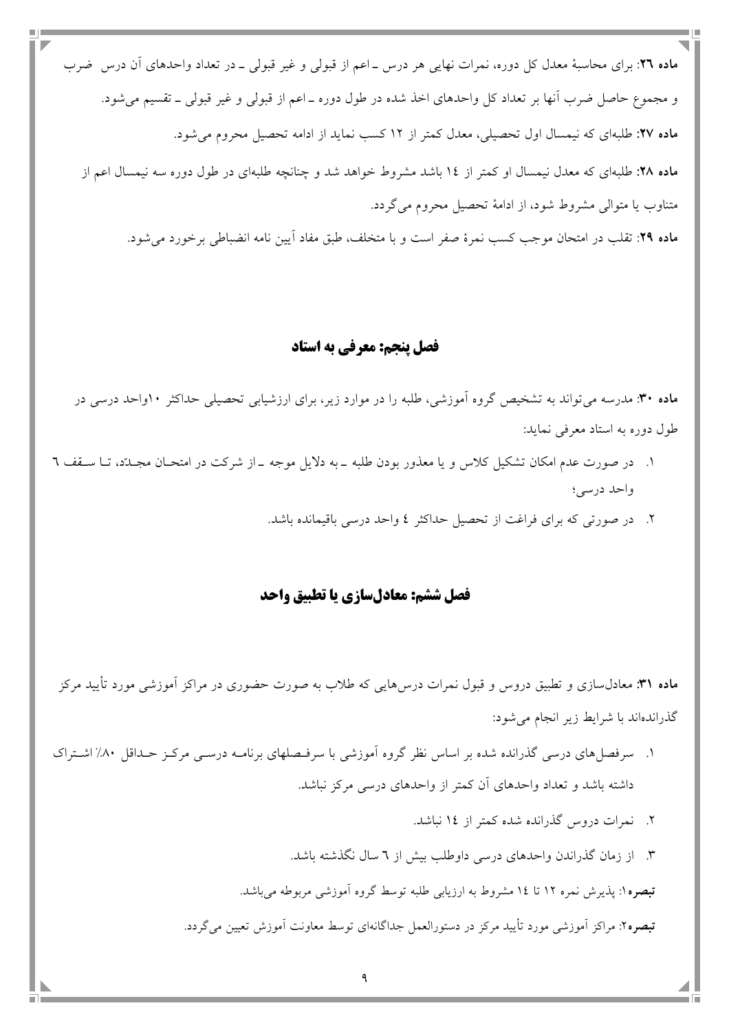**ماده ۲۶:** برای محاسبهٔ معدل کل دوره، نمرات نهایی هر درس ـ اعم از قبولی و غیر قبولی ـ در تعداد واحدهای آن درس ضرب و مجموع حاصل ضرب آنها بر تعداد کل واحدهای اخذ شده در طول دوره ـ اعم از قبولی و غیر قبولی ـ تقسیم می‌شود.

**ماده ۲۷:** طلبه‌ای که نیمسال اول تحصیلی، معدل کمتر از ۱۲ کسب نماید از ادامه تحصیل محروم می‌شود.

**ماده ۲۸:** طلبه‌ای که معدل نیمسال او کمتر از ۱٤ باشد مشروط خواهد شد و چنانچه طلبه‌ای در طول دوره سه نیمسال اعم از متناوب یا متوالی مشروط شود، از ادامهٔ تحصیل محروم می‌گردد.

**ماده ۲۹:** تقلب در امتحان موجب کسب نمرهٔ صفر است و با متخلف، طبق مفاد آیین نامه انضباطی برخورد می‌شود.

## فصل پنجم: معرفی به استاد

**ماده ۳۰:** مدرسه می‌تواند به تشخیص گروه آموزشی، طلبه را در موارد زیر، برای ارزشیابی تحصیلی حداکثر ۱۰واحد درسی در طول دوره به استاد معرفی نماید:

۱. در صورت عدم امکان تشکیل کلاس و یا معذور بودن طلبه ـ به دلایل موجه ـ از شرکت در امتحان مجدّد، تا سقف ٦ واحد درسی؛

۲. در صورتی که برای فراغت از تحصیل حداکثر ٤ واحد درسی باقیمانده باشد.

## فصل ششم: معادل‌سازی یا تطبیق واحد

**ماده ۳۱:** معادل‌سازی و تطبیق دروس و قبول نمرات درس‌هایی که طلاب به صورت حضوری در مراکز آموزشی مورد تأیید مرکز گذرانده‌اند با شرایط زیر انجام می‌شود:

۱. سرفصل‌های درسی گذرانده شده بر اساس نظر گروه آموزشی با سرفصلهای برنامه درسی مرکز حداقل ۸۰٪ اشتراک داشته باشد و تعداد واحدهای آن کمتر از واحدهای درسی مرکز نباشد.

۲. نمرات دروس گذرانده شده کمتر از ۱٤ نباشد.

۳. از زمان گذراندن واحدهای درسی داوطلب بیش از ٦ سال نگذشته باشد.

**تبصره۱:** پذیرش نمره ۱۲ تا ۱٤ مشروط به ارزیابی طلبه توسط گروه آموزشی مربوطه می‌باشد.

**تبصره۲:** مراکز آموزشی مورد تأیید مرکز در دستورالعمل جداگانه‌ای توسط معاونت آموزش تعیین می‌گردد.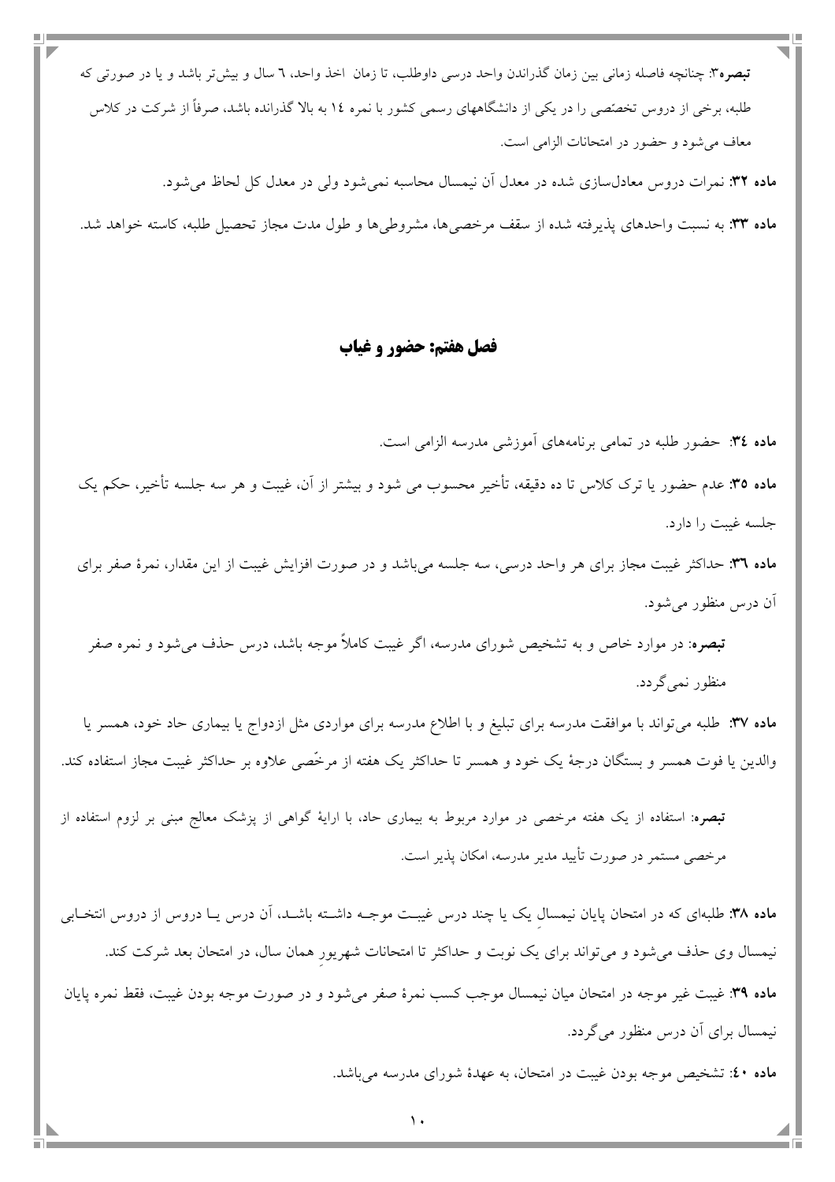**تبصره۳**: چنانچه فاصله زمانی بین زمان گذراندن واحد درسی داوطلب، تا زمان اخذ واحد، ٦ سال و بیش‌تر باشد و یا در صورتی که طلبه، برخی از دروس تخصّصی را در یکی از دانشگاههای رسمی کشور با نمره ١٤ به بالا گذرانده باشد، صرفاً از شرکت در کلاس معاف می‌شود و حضور در امتحانات الزامی است.

**ماده ۳۲**: نمرات دروس معادل‌سازی شده در معدل آن نیمسال محاسبه نمی‌شود ولی در معدل کل لحاظ می‌شود.

**ماده ۳۳**: به نسبت واحدهای پذیرفته شده از سقف مرخصی‌ها، مشروطی‌ها و طول مدت مجاز تحصیل طلبه، کاسته خواهد شد.

## فصل هفتم: حضور و غیاب

**ماده ٣٤**: حضور طلبه در تمامی برنامه‌های آموزشی مدرسه الزامی است.

**ماده ۳۵**: عدم حضور یا ترک کلاس تا ده دقیقه، تأخیر محسوب می شود و بیشتر از آن، غیبت و هر سه جلسه تأخیر، حکم یک جلسه غیبت را دارد.

**ماده ٣٦**: حداکثر غیبت مجاز برای هر واحد درسی، سه جلسه می‌باشد و در صورت افزایش غیبت از این مقدار، نمرهٔ صفر برای آن درس منظور می‌شود.

**تبصره**: در موارد خاص و به تشخیص شورای مدرسه، اگر غیبت کاملاً موجه باشد، درس حذف می‌شود و نمره صفر منظور نمی‌گردد.

**ماده ۳۷**: طلبه می‌تواند با موافقت مدرسه برای تبلیغ و با اطلاع مدرسه برای مواردی مثل ازدواج یا بیماری حاد خود، همسر یا والدین یا فوت همسر و بستگان درجهٔ یک خود و همسر تا حداکثر یک هفته از مرخّصی علاوه بر حداکثر غیبت مجاز استفاده کند.

**تبصره**: استفاده از یک هفته مرخصی در موارد مربوط به بیماری حاد، با ارایهٔ گواهی از پزشک معالج مبنی بر لزوم استفاده از مرخصی مستمر در صورت تأیید مدیر مدرسه، امکان پذیر است.

**ماده ۳۸**: طلبه‌ای که در امتحان پایان نیمسالِ یک یا چند درس غیبت موجه داشته باشد، آن درس یا دروس از دروس انتخابی نیمسال وی حذف می‌شود و می‌تواند برای یک نوبت و حداکثر تا امتحانات شهریورِ همان سال، در امتحان بعد شرکت کند.

**ماده ۳۹**: غیبت غیر موجه در امتحان میان نیمسال موجب کسب نمرهٔ صفر می‌شود و در صورت موجه بودن غیبت، فقط نمره پایان نیمسال برای آن درس منظور می‌گردد.

**ماده ٤٠**: تشخیص موجه بودن غیبت در امتحان، به عهدهٔ شورای مدرسه می‌باشد.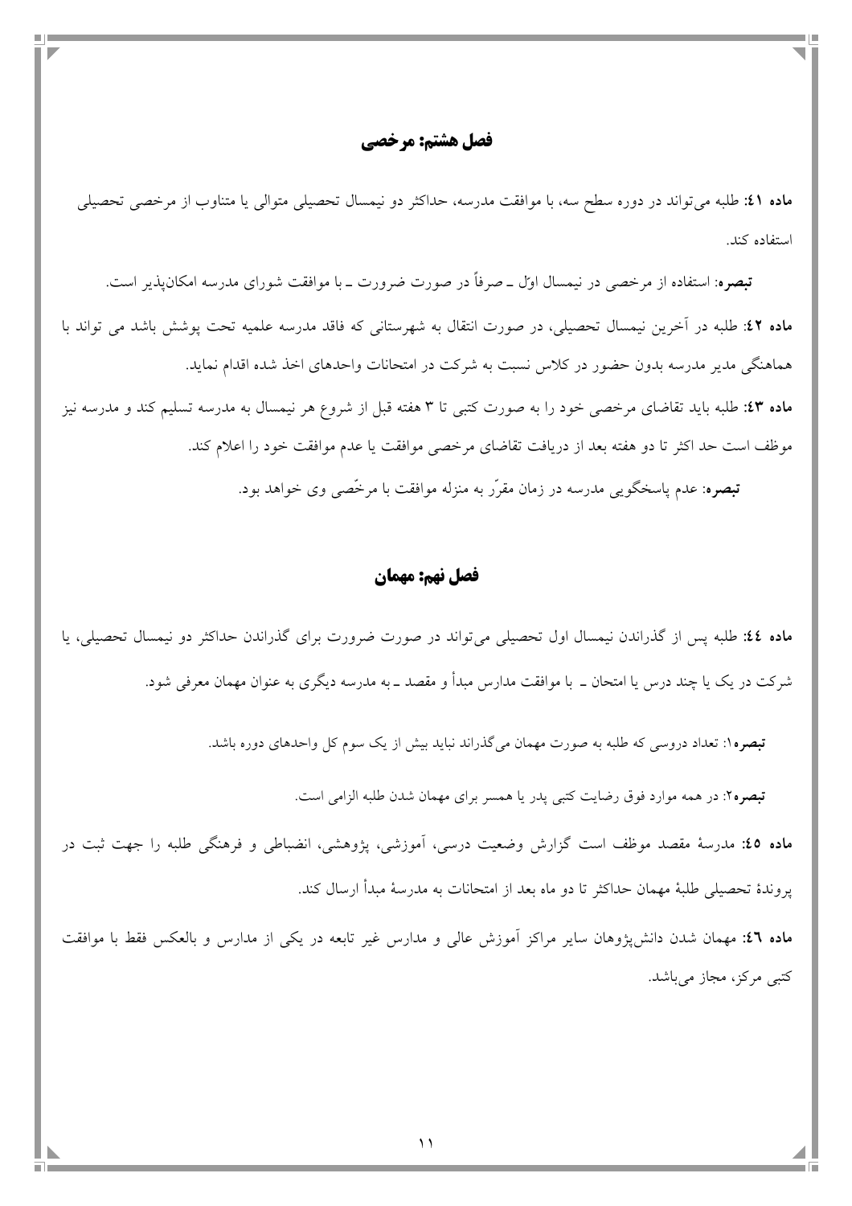## فصل هشتم: مرخصی

**ماده ٤١:** طلبه می‌تواند در دوره سطح سه، با موافقت مدرسه، حداکثر دو نیمسال تحصیلی متوالی یا متناوب از مرخصی تحصیلی استفاده کند.

**تبصره**: استفاده از مرخصی در نیمسال اوّل ـ صرفاً در صورت ضرورت ـ با موافقت شورای مدرسه امکان‌پذیر است.

**ماده ٤٢**: طلبه در آخرین نیمسال تحصیلی، در صورت انتقال به شهرستانی که فاقد مدرسه علمیه تحت پوشش باشد می تواند با هماهنگی مدیر مدرسه بدون حضور در کلاس نسبت به شرکت در امتحانات واحدهای اخذ شده اقدام نماید.

**ماده ٤٣**: طلبه باید تقاضای مرخصی خود را به صورت کتبی تا ۳ هفته قبل از شروع هر نیمسال به مدرسه تسلیم کند و مدرسه نیز موظف است حد اکثر تا دو هفته بعد از دریافت تقاضای مرخصی موافقت یا عدم موافقت خود را اعلام کند.

**تبصره**: عدم پاسخگویی مدرسه در زمان مقرّر به منزله موافقت با مرخّصی وی خواهد بود.

## فصل نهم: مهمان

**ماده ٤٤:** طلبه پس از گذراندن نیمسال اول تحصیلی می‌تواند در صورت ضرورت برای گذراندن حداکثر دو نیمسال تحصیلی، یا شرکت در یک یا چند درس یا امتحان ـ با موافقت مدارس مبدأ و مقصد ـ به مدرسه دیگری به عنوان مهمان معرفی شود.

**تبصره۱**: تعداد دروسی که طلبه به صورت مهمان می‌گذراند نباید بیش از یک سوم کل واحدهای دوره باشد.

**تبصره۲**: در همه موارد فوق رضایت کتبی پدر یا همسر برای مهمان شدن طلبه الزامی است.

**ماده ٤٥:** مدرسۀ مقصد موظف است گزارش وضعیت درسی، آموزشی، پژوهشی، انضباطی و فرهنگی طلبه را جهت ثبت در پروندۀ تحصیلی طلبۀ مهمان حداکثر تا دو ماه بعد از امتحانات به مدرسۀ مبدأ ارسال کند.

**ماده ٤٦:** مهمان شدن دانش‌پژوهان سایر مراکز آموزش عالی و مدارس غیر تابعه در یکی از مدارس و بالعکس فقط با موافقت کتبی مرکز، مجاز می‌باشد.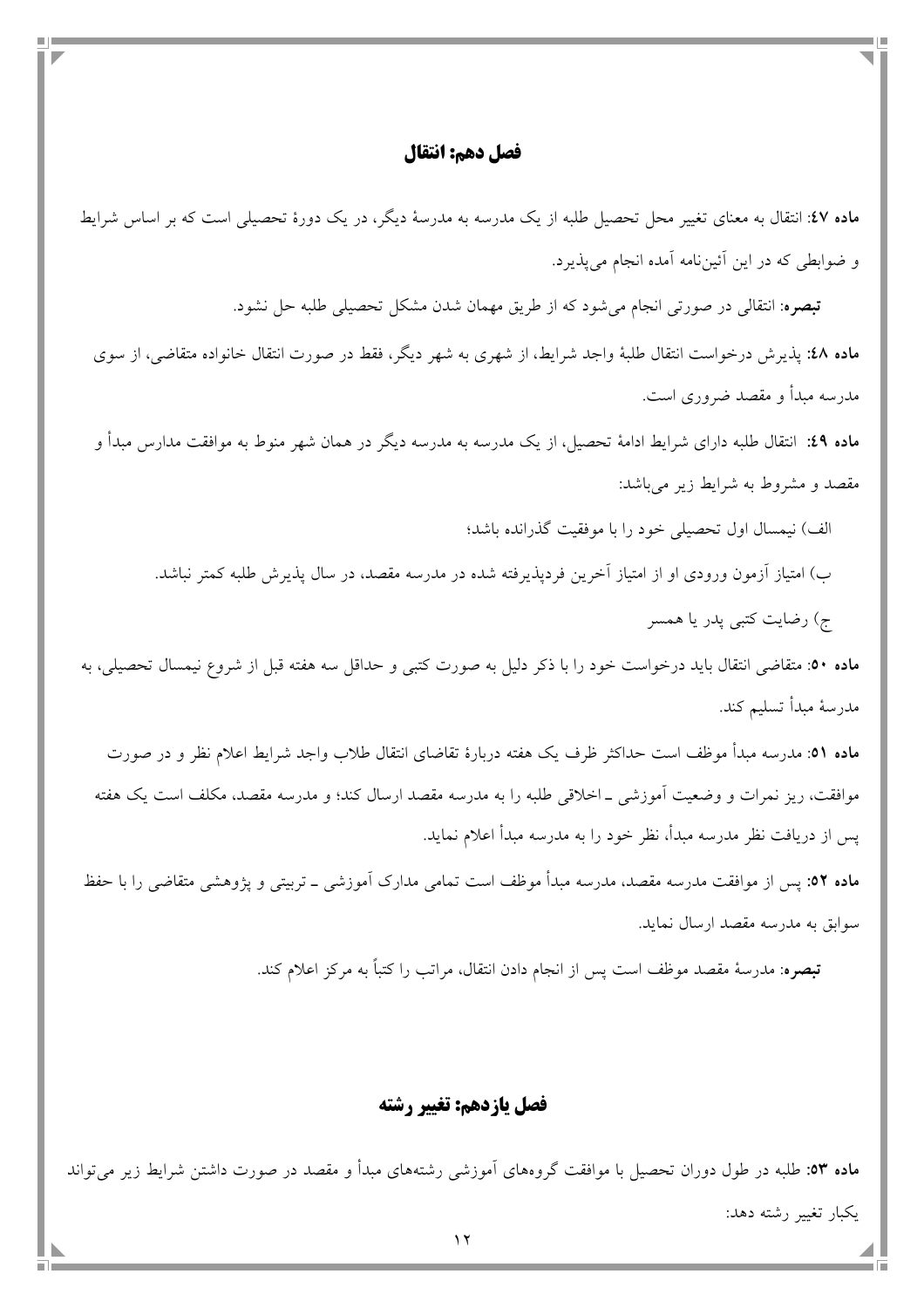## فصل دهم: انتقال

**ماده ٤٧:** انتقال به معنای تغییر محل تحصیل طلبه از یک مدرسه به مدرسهٔ دیگر، در یک دورهٔ تحصیلی است که بر اساس شرایط و ضوابطی که در این آئین‌نامه آمده انجام می‌پذیرد.

**تبصره:** انتقالی در صورتی انجام می‌شود که از طریق مهمان شدن مشکل تحصیلی طلبه حل نشود.

**ماده ٤٨:** پذیرش درخواست انتقال طلبهٔ واجد شرایط، از شهری به شهر دیگر، فقط در صورت انتقال خانواده متقاضی، از سوی مدرسه مبدأ و مقصد ضروری است.

**ماده ٤٩:** انتقال طلبه دارای شرایط ادامهٔ تحصیل، از یک مدرسه به مدرسه دیگر در همان شهر منوط به موافقت مدارس مبدأ و مقصد و مشروط به شرایط زیر می‌باشد:

الف) نیمسال اول تحصیلی خود را با موفقیت گذرانده باشد؛

ب) امتیاز آزمون ورودی او از امتیاز آخرین فردپذیرفته شده در مدرسه مقصد، در سال پذیرش طلبه کمتر نباشد.

ج) رضایت کتبی پدر یا همسر

**ماده ٥٠:** متقاضی انتقال باید درخواست خود را با ذکر دلیل به صورت کتبی و حداقل سه هفته قبل از شروع نیمسال تحصیلی، به مدرسهٔ مبدأ تسلیم کند.

**ماده ٥١:** مدرسه مبدأ موظف است حداکثر ظرف یک هفته دربارهٔ تقاضای انتقال طلاب واجد شرایط اعلام نظر و در صورت موافقت، ریز نمرات و وضعیت آموزشی ـ اخلاقی طلبه را به مدرسه مقصد ارسال کند؛ و مدرسه مقصد، مکلف است یک هفته پس از دریافت نظر مدرسه مبدأ، نظر خود را به مدرسه مبدأ اعلام نماید.

**ماده ٥٢:** پس از موافقت مدرسه مقصد، مدرسه مبدأ موظف است تمامی مدارک آموزشی ـ تربیتی و پژوهشی متقاضی را با حفظ سوابق به مدرسه مقصد ارسال نماید.

**تبصره:** مدرسهٔ مقصد موظف است پس از انجام دادن انتقال، مراتب را کتباً به مرکز اعلام کند.

## فصل یازدهم: تغییر رشته

**ماده ٥٣:** طلبه در طول دوران تحصیل با موافقت گروههای آموزشی رشته‌های مبدأ و مقصد در صورت داشتن شرایط زیر می‌تواند یکبار تغییر رشته دهد: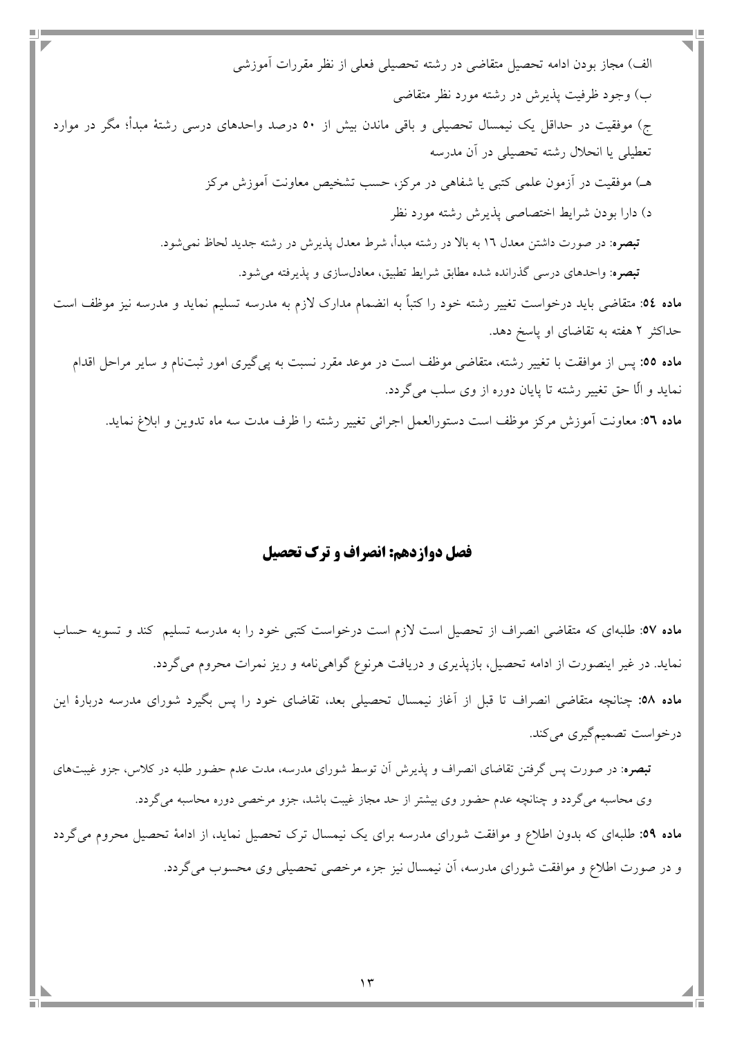الف) مجاز بودن ادامه تحصیل متقاضی در رشته تحصیلی فعلی از نظر مقررات آموزشی

ب) وجود ظرفیت پذیرش در رشته مورد نظر متقاضی

ج) موفقیت در حداقل یک نیمسال تحصیلی و باقی ماندن بیش از ۵۰ درصد واحدهای درسی رشتهٔ مبدأ؛ مگر در موارد تعطیلی یا انحلال رشته تحصیلی در آن مدرسه

هـ) موفقیت در آزمون علمی کتبی یا شفاهی در مرکز، حسب تشخیص معاونت آموزش مرکز

د) دارا بودن شرایط اختصاصی پذیرش رشته مورد نظر

**تبصره**: در صورت داشتن معدل ۱۶ به بالا در رشته مبدأ، شرط معدل پذیرش در رشته جدید لحاظ نمی‌شود.

**تبصره**: واحدهای درسی گذرانده شده مطابق شرایط تطبیق، معادل‌سازی و پذیرفته می‌شود.

**ماده ۵۴**: متقاضی باید درخواست تغییر رشته خود را کتباً به انضمام مدارک لازم به مدرسه تسلیم نماید و مدرسه نیز موظف است حداکثر ۲ هفته به تقاضای او پاسخ دهد.

**ماده ۵۵**: پس از موافقت با تغییر رشته، متقاضی موظف است در موعد مقرر نسبت به پی‌گیری امور ثبت‌نام و سایر مراحل اقدام نماید و الّا حق تغییر رشته تا پایان دوره از وی سلب می‌گردد.

**ماده ۵۶**: معاونت آموزش مرکز موظف است دستورالعمل اجرائی تغییر رشته را ظرف مدت سه ماه تدوین و ابلاغ نماید.

## فصل دوازدهم: انصراف و ترک تحصیل

**ماده ۵۷**: طلبه‌ای که متقاضی انصراف از تحصیل است لازم است درخواست کتبی خود را به مدرسه تسلیم کند و تسویه حساب نماید. در غیر اینصورت از ادامه تحصیل، بازپذیری و دریافت هرنوع گواهی‌نامه و ریز نمرات محروم می‌گردد.

**ماده ۵۸**: چنانچه متقاضی انصراف تا قبل از آغاز نیمسال تحصیلی بعد، تقاضای خود را پس بگیرد شورای مدرسه دربارهٔ این درخواست تصمیم‌گیری می‌کند.

**تبصره**: در صورت پس گرفتن تقاضای انصراف و پذیرش آن توسط شورای مدرسه، مدت عدم حضور طلبه در کلاس، جزو غیبت‌های وی محاسبه می‌گردد و چنانچه عدم حضور وی بیشتر از حد مجاز غیبت باشد، جزو مرخصی دوره محاسبه می‌گردد.

**ماده ۵۹**: طلبه‌ای که بدون اطلاع و موافقت شورای مدرسه برای یک نیمسال ترک تحصیل نماید، از ادامهٔ تحصیل محروم می‌گردد و در صورت اطلاع و موافقت شورای مدرسه، آن نیمسال نیز جزء مرخصی تحصیلی وی محسوب می‌گردد.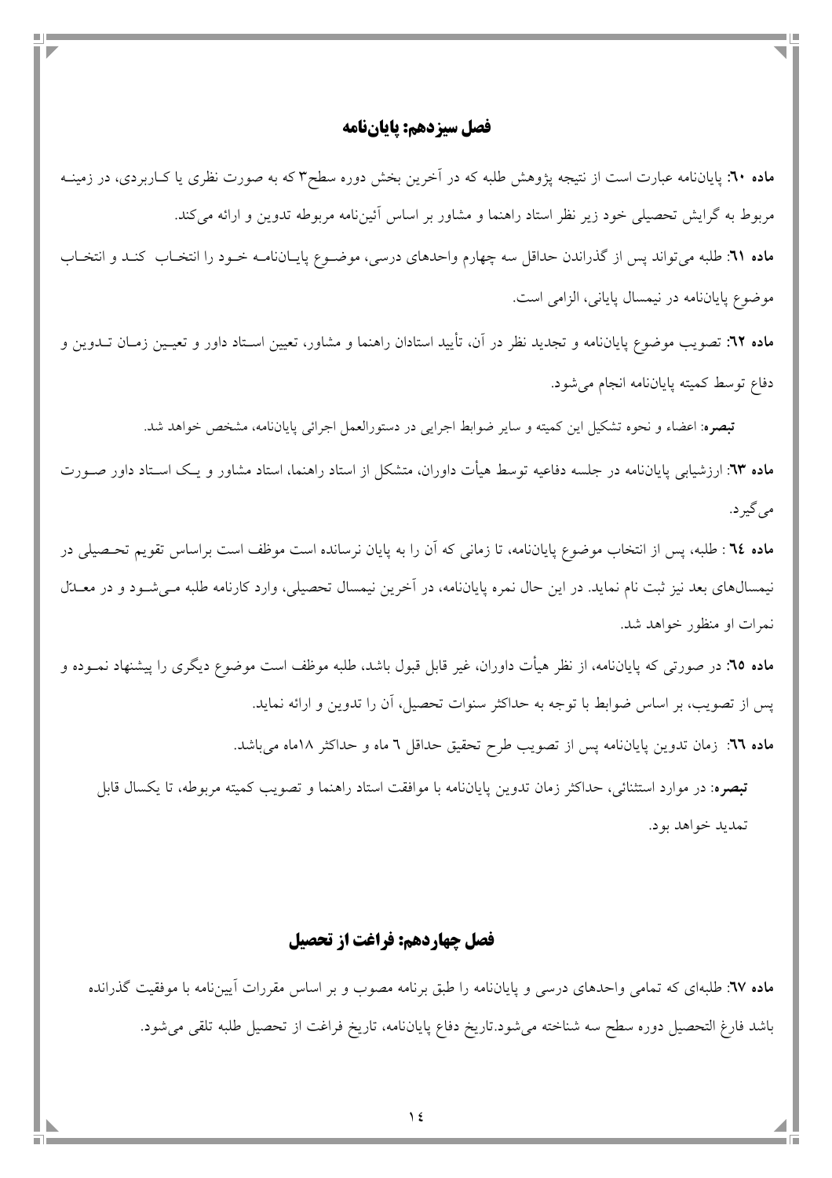## فصل سیزدهم: پایان‌نامه

**ماده ٦٠**: پایان‌نامه عبارت است از نتیجه پژوهش طلبه که در آخرین بخش دوره سطح۳ که به صورت نظری یا کاربردی، در زمینه مربوط به گرایش تحصیلی خود زیر نظر استاد راهنما و مشاور بر اساس آئین‌نامه مربوطه تدوین و ارائه می‌کند.

**ماده ٦١**: طلبه می‌تواند پس از گذراندن حداقل سه چهارم واحدهای درسی، موضوع پایان‌نامه خود را انتخاب کند و انتخاب موضوع پایان‌نامه در نیمسال پایانی، الزامی است.

**ماده ٦٢**: تصویب موضوع پایان‌نامه و تجدید نظر در آن، تأیید استادان راهنما و مشاور، تعیین استاد داور و تعیین زمان تدوین و دفاع توسط کمیته پایان‌نامه انجام می‌شود.

**تبصره**: اعضاء و نحوه تشکیل این کمیته و سایر ضوابط اجرایی در دستورالعمل اجرائی پایان‌نامه، مشخص خواهد شد.

**ماده ٦٣**: ارزشیابی پایان‌نامه در جلسه دفاعیه توسط هیأت داوران، متشکل از استاد راهنما، استاد مشاور و یک استاد داور صورت می‌گیرد.

**ماده ٦٤** : طلبه، پس از انتخاب موضوع پایان‌نامه، تا زمانی که آن را به پایان نرسانده است موظف است براساس تقویم تحصیلی در نیمسال‌های بعد نیز ثبت نام نماید. در این حال نمره پایان‌نامه، در آخرین نیمسال تحصیلی، وارد کارنامه طلبه می‌شود و در معدل نمرات او منظور خواهد شد.

**ماده ٦٥**: در صورتی که پایان‌نامه، از نظر هیأت داوران، غیر قابل قبول باشد، طلبه موظف است موضوع دیگری را پیشنهاد نموده و پس از تصویب، بر اساس ضوابط با توجه به حداکثر سنوات تحصیل، آن را تدوین و ارائه نماید.

**ماده ٦٦**: زمان تدوین پایان‌نامه پس از تصویب طرح تحقیق حداقل ٦ ماه و حداکثر ١٨ماه می‌باشد.

**تبصره**: در موارد استثنائی، حداکثر زمان تدوین پایان‌نامه با موافقت استاد راهنما و تصویب کمیته مربوطه، تا یکسال قابل تمدید خواهد بود.

## فصل چهاردهم: فراغت از تحصیل

**ماده ٦٧**: طلبه‌ای که تمامی واحدهای درسی و پایان‌نامه را طبق برنامه مصوب و بر اساس مقررات آیین‌نامه با موفقیت گذرانده باشد فارغ التحصیل دوره سطح سه شناخته می‌شود.تاریخ دفاع پایان‌نامه، تاریخ فراغت از تحصیل طلبه تلقی می‌شود.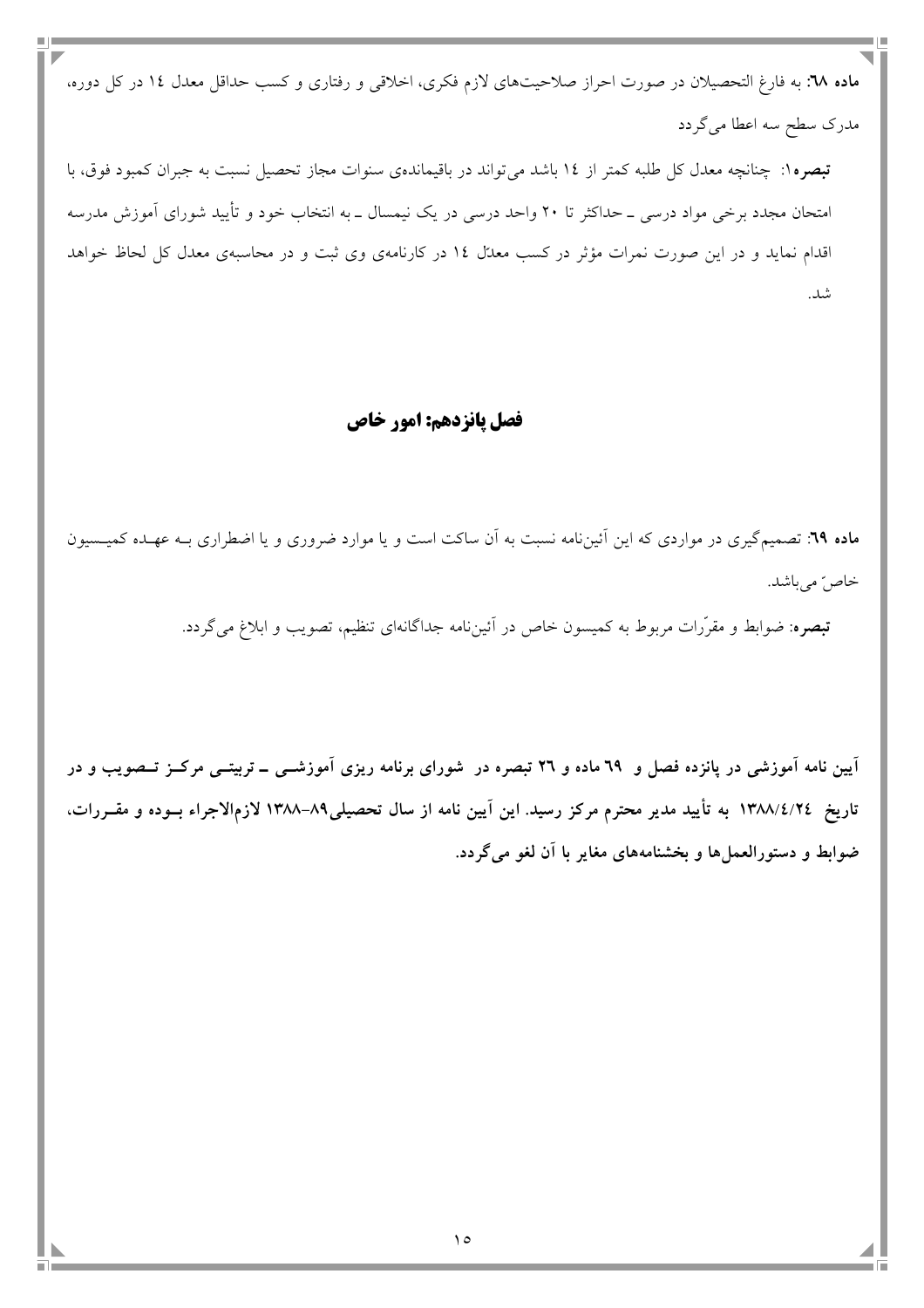**ماده ٦٨:** به فارغ التحصیلان در صورت احراز صلاحیت‌های لازم فکری، اخلاقی و رفتاری و کسب حداقل معدل ١٤ در کل دوره، مدرک سطح سه اعطا می‌گردد

**تبصره١:** چنانچه معدل کل طلبه کمتر از ١٤ باشد می‌تواند در باقیمانده‌ی سنوات مجاز تحصیل نسبت به جبران کمبود فوق، با امتحان مجدد برخی مواد درسی ـ حداکثر تا ٢٠ واحد درسی در یک نیمسال ـ به انتخاب خود و تأیید شورای آموزش مدرسه اقدام نماید و در این صورت نمرات مؤثر در کسب معدّل ١٤ در کارنامه‌ی وی ثبت و در محاسبه‌ی معدل کل لحاظ خواهد شد.

## فصل پانزدهم: امور خاص

**ماده ٦٩:** تصمیم‌گیری در مواردی که این آئین‌نامه نسبت به آن ساکت است و یا موارد ضروری و یا اضطراری بـه عهـده کمیـسیون خاصّ می‌باشد.

**تبصره:** ضوابط و مقرّرات مربوط به کمیسون خاص در آئین‌نامه جداگانه‌ای تنظیم، تصویب و ابلاغ می‌گردد.

**آیین نامه آموزشی در پانزده فصل و ٦٩ ماده و ٢٦ تبصره در شورای برنامه ریزی آموزشـی ـ تربیتـی مرکـز تـصویب و در تاریخ ١٣٨٨/٤/٢٤ به تأیید مدیر محترم مرکز رسید. این آیین نامه از سال تحصیلی٨٩-١٣٨٨ لازم‌الاجراء بـوده و مقـررات، ضوابط و دستورالعمل‌ها و بخشنامه‌های مغایر با آن لغو می‌گردد.**